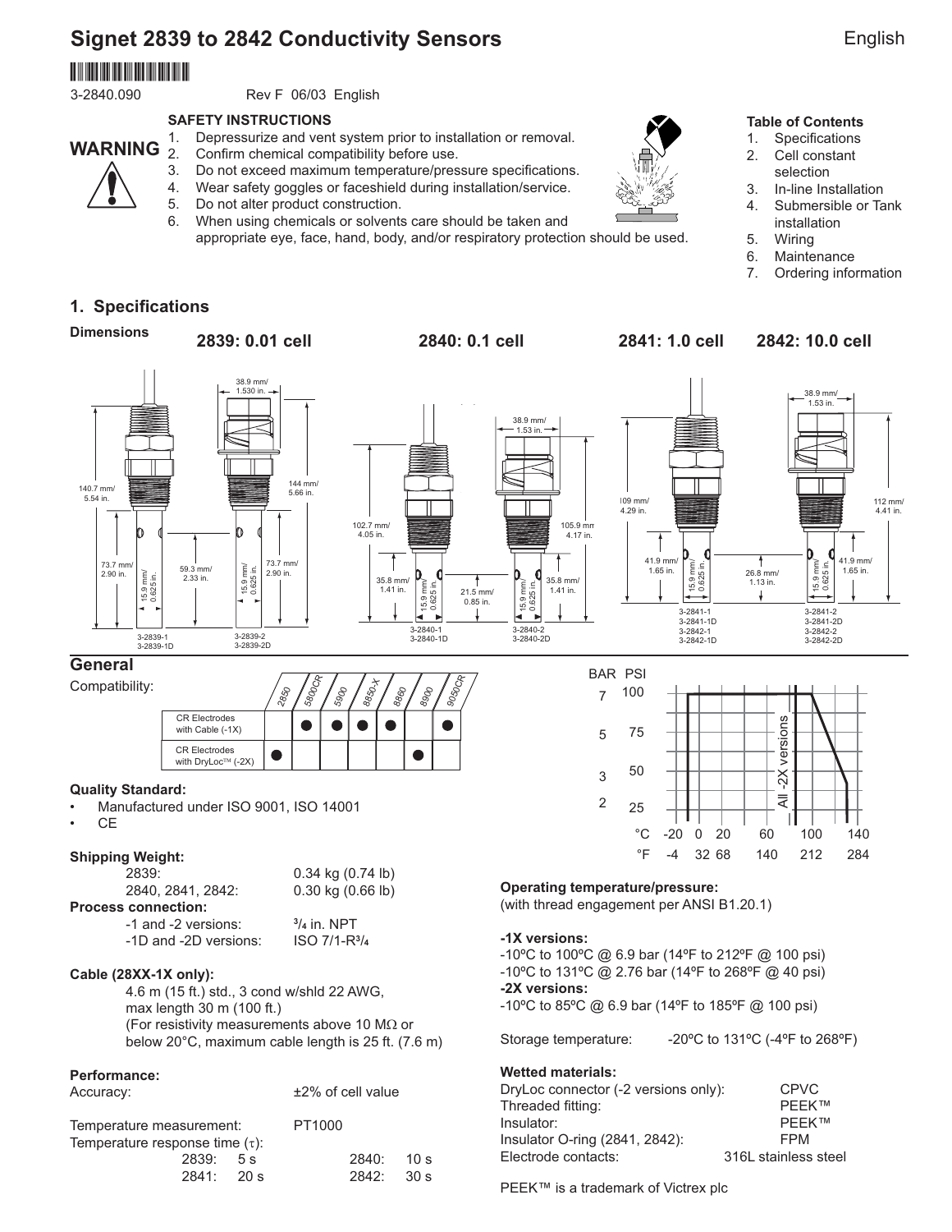# Signet 2839 to 2842 Conductivity Sensors

English

3-2840.090 Rev F 06/03 English

**WARNING**

**SAFETY INSTRUCTIONS**

1. Depressurize and vent system prior to installation or removal.
2. Confirm chemical compatibility before use.
3. Do not exceed maximum temperature/pressure specifications.
4. Wear safety goggles or faceshield during installation/service.
5. Do not alter product construction.
6. When using chemicals or solvents care should be taken and appropriate eye, face, hand, body, and/or respiratory protection should be used.

**Table of Contents**

1. Specifications
2. Cell constant selection
3. In-line Installation
4. Submersible or Tank installation
5. Wiring
6. Maintenance
7. Ordering information

## 1. Specifications

**Dimensions**

**2839: 0.01 cell** — 3-2839-1, 3-2839-1D: 140.7 mm/5.54 in.; 73.7 mm/2.90 in.; 15.9 mm/0.625 in. — 3-2839-2, 3-2839-2D: 38.9 mm/1.530 in.; 144 mm/5.66 in.; 73.7 mm/2.90 in.; 15.9 mm/0.625 in.; 59.3 mm/2.33 in.

**2840: 0.1 cell** — 3-2840-1, 3-2840-1D: 102.7 mm/4.05 in.; 35.8 mm/1.41 in.; 15.9 mm/0.625 in. — 3-2840-2, 3-2840-2D: 38.9 mm/1.53 in.; 105.9 mm/4.17 in.; 35.8 mm/1.41 in.; 15.9 mm/0.625 in.; 21.5 mm/0.85 in.

**2841: 1.0 cell** / **2842: 10.0 cell** — 3-2841-1, 3-2841-1D, 3-2842-1, 3-2842-1D: 109 mm/4.29 in.; 41.9 mm/1.65 in.; 15.9 mm/0.625 in. — 3-2841-2, 3-2841-2D, 3-2842-2, 3-2842-2D: 38.9 mm/1.53 in.; 112 mm/4.41 in.; 41.9 mm/1.65 in.; 15.9 mm/0.625 in.; 26.8 mm/1.13 in.

## General

Compatibility:

| | 2850 | 5800CR | 5900 | 8850-X | 8860 | 8900 | 9050CR |
|---|---|---|---|---|---|---|---|
| CR Electrodes with Cable (-1X) | | ● | ● | ● | ● | | ● |
| CR Electrodes with DryLoc™ (-2X) | ● | | | | | ● | |

**Quality Standard:**

- Manufactured under ISO 9001, ISO 14001
- CE

**Shipping Weight:**

| | |
|---|---|
| 2839: | 0.34 kg (0.74 lb) |
| 2840, 2841, 2842: | 0.30 kg (0.66 lb) |

**Process connection:**

| | |
|---|---|
| -1 and -2 versions: | ¾ in. NPT |
| -1D and -2D versions: | ISO 7/1-R¾ |

**Cable (28XX-1X only):**

4.6 m (15 ft.) std., 3 cond w/shld 22 AWG, max length 30 m (100 ft.)
(For resistivity measurements above 10 MΩ or below 20°C, maximum cable length is 25 ft. (7.6 m)

**Performance:**

| | |
|---|---|
| Accuracy: | ±2% of cell value |
| Temperature measurement: | PT1000 |

Temperature response time (τ):

| | | | |
|---|---|---|---|
| 2839: | 5 s | 2840: | 10 s |
| 2841: | 20 s | 2842: | 30 s |

(Pressure/temperature chart: BAR 2, 3, 5, 7 / PSI 25, 50, 75, 100 vs. °C -20, 0, 20, 60, 100, 140 / °F -4, 32, 68, 140, 212, 284; All -2X versions)

**Operating temperature/pressure:**
(with thread engagement per ANSI B1.20.1)

**-1X versions:**
-10ºC to 100ºC @ 6.9 bar (14ºF to 212ºF @ 100 psi)
-10ºC to 131ºC @ 2.76 bar (14ºF to 268ºF @ 40 psi)
**-2X versions:**
-10ºC to 85ºC @ 6.9 bar (14ºF to 185ºF @ 100 psi)

Storage temperature: -20ºC to 131ºC (-4ºF to 268ºF)

**Wetted materials:**

| | |
|---|---|
| DryLoc connector (-2 versions only): | CPVC |
| Threaded fitting: | PEEK™ |
| Insulator: | PEEK™ |
| Insulator O-ring (2841, 2842): | FPM |
| Electrode contacts: | 316L stainless steel |

PEEK™ is a trademark of Victrex plc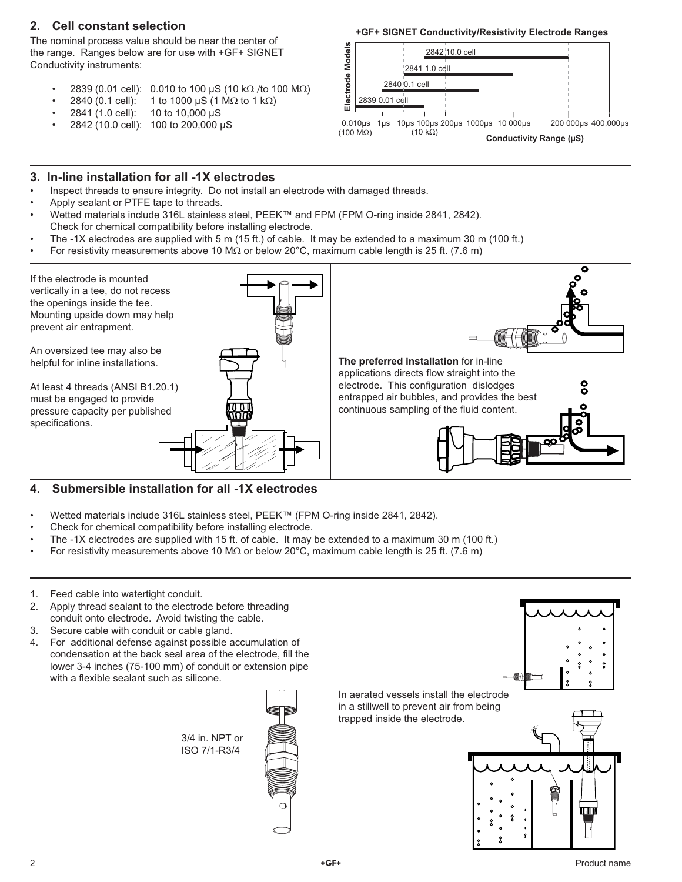## 2. Cell constant selection

The nominal process value should be near the center of the range. Ranges below are for use with +GF+ SIGNET Conductivity instruments:

- 2839 (0.01 cell): 0.010 to 100 µS (10 kΩ /to 100 MΩ)
- 2840 (0.1 cell): 1 to 1000 µS (1 MΩ to 1 kΩ)
- 2841 (1.0 cell): 10 to 10,000 µS
- 2842 (10.0 cell): 100 to 200,000 µS

**+GF+ SIGNET Conductivity/Resistivity Electrode Ranges**

Electrode Models: 2842 10.0 cell; 2841 1.0 cell; 2840 0.1 cell; 2839 0.01 cell

0.010µs (100 MΩ) 1µs 10µs 100µs (10 kΩ) 200µs 1000µs 10 000µs 200 000µs 400,000µs

**Conductivity Range (µS)**

## 3. In-line installation for all -1X electrodes

- Inspect threads to ensure integrity. Do not install an electrode with damaged threads.
- Apply sealant or PTFE tape to threads.
- Wetted materials include 316L stainless steel, PEEK™ and FPM (FPM O-ring inside 2841, 2842). Check for chemical compatibility before installing electrode.
- The -1X electrodes are supplied with 5 m (15 ft.) of cable. It may be extended to a maximum 30 m (100 ft.)
- For resistivity measurements above 10 MΩ or below 20°C, maximum cable length is 25 ft. (7.6 m)

If the electrode is mounted vertically in a tee, do not recess the openings inside the tee. Mounting upside down may help prevent air entrapment.

An oversized tee may also be helpful for inline installations.

At least 4 threads (ANSI B1.20.1) must be engaged to provide pressure capacity per published specifications.

**The preferred installation** for in-line applications directs flow straight into the electrode. This configuration dislodges entrapped air bubbles, and provides the best continuous sampling of the fluid content.

## 4. Submersible installation for all -1X electrodes

- Wetted materials include 316L stainless steel, PEEK™ (FPM O-ring inside 2841, 2842).
- Check for chemical compatibility before installing electrode.
- The -1X electrodes are supplied with 15 ft. of cable. It may be extended to a maximum 30 m (100 ft.)
- For resistivity measurements above 10 MΩ or below 20°C, maximum cable length is 25 ft. (7.6 m)

1. Feed cable into watertight conduit.
2. Apply thread sealant to the electrode before threading conduit onto electrode. Avoid twisting the cable.
3. Secure cable with conduit or cable gland.
4. For additional defense against possible accumulation of condensation at the back seal area of the electrode, fill the lower 3-4 inches (75-100 mm) of conduit or extension pipe with a flexible sealant such as silicone.

3/4 in. NPT or ISO 7/1-R3/4

In aerated vessels install the electrode in a stillwell to prevent air from being trapped inside the electrode.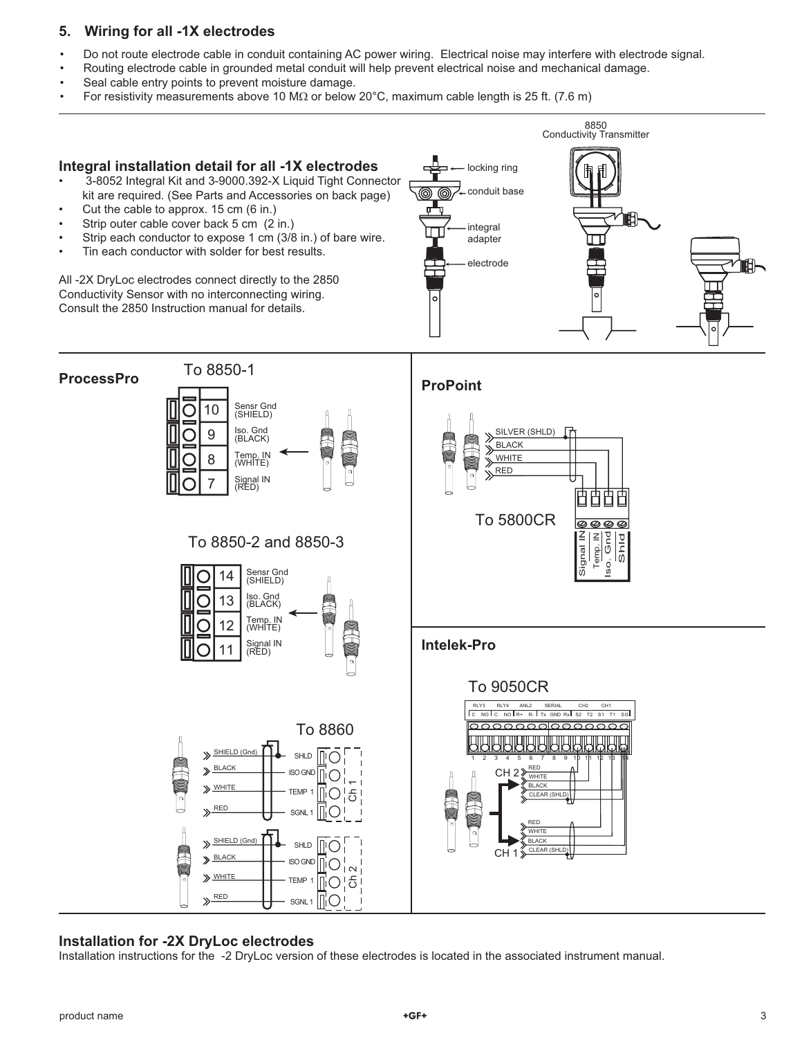## 5. Wiring for all -1X electrodes

- Do not route electrode cable in conduit containing AC power wiring. Electrical noise may interfere with electrode signal.
- Routing electrode cable in grounded metal conduit will help prevent electrical noise and mechanical damage.
- Seal cable entry points to prevent moisture damage.
- For resistivity measurements above 10 MΩ or below 20°C, maximum cable length is 25 ft. (7.6 m)

### Integral installation detail for all -1X electrodes

- 3-8052 Integral Kit and 3-9000.392-X Liquid Tight Connector kit are required. (See Parts and Accessories on back page)
- Cut the cable to approx. 15 cm (6 in.)
- Strip outer cable cover back 5 cm (2 in.)
- Strip each conductor to expose 1 cm (3/8 in.) of bare wire.
- Tin each conductor with solder for best results.

All -2X DryLoc electrodes connect directly to the 2850 Conductivity Sensor with no interconnecting wiring. Consult the 2850 Instruction manual for details.

locking ring
conduit base
integral adapter
electrode

8850 Conductivity Transmitter

### ProcessPro

To 8850-1

| Terminal | Connection |
|---|---|
| 10 | Sensr Gnd (SHIELD) |
| 9 | Iso. Gnd (BLACK) |
| 8 | Temp. IN (WHITE) |
| 7 | Signal IN (RED) |

To 8850-2 and 8850-3

| Terminal | Connection |
|---|---|
| 14 | Sensr Gnd (SHIELD) |
| 13 | Iso. Gnd (BLACK) |
| 12 | Temp. IN (WHITE) |
| 11 | Signal IN (RED) |

To 8860

Ch 1: SHIELD (Gnd) – SHLD; BLACK – ISO GND; WHITE – TEMP 1; RED – SGNL 1

Ch 2: SHIELD (Gnd) – SHLD; BLACK – ISO GND; WHITE – TEMP 1; RED – SGNL 1

### ProPoint

To 5800CR

SILVER (SHLD) – Shld; BLACK – Iso. Gnd; WHITE – Temp. IN; RED – Signal IN

### Intelek-Pro

To 9050CR

RLY3 (C, NO) RLY4 (C, NO) ANL2 (R+, R-) SERIAL (Tx, GND, Rx) CH2 (S2, T2) CH1 (S1, T1) SG

1 2 3 4 5 6 7 8 9 10 11 12 13 14

CH 2: RED, WHITE, BLACK, CLEAR (SHLD)

CH 1: RED, WHITE, BLACK, CLEAR (SHLD)

### Installation for -2X DryLoc electrodes

Installation instructions for the -2 DryLoc version of these electrodes is located in the associated instrument manual.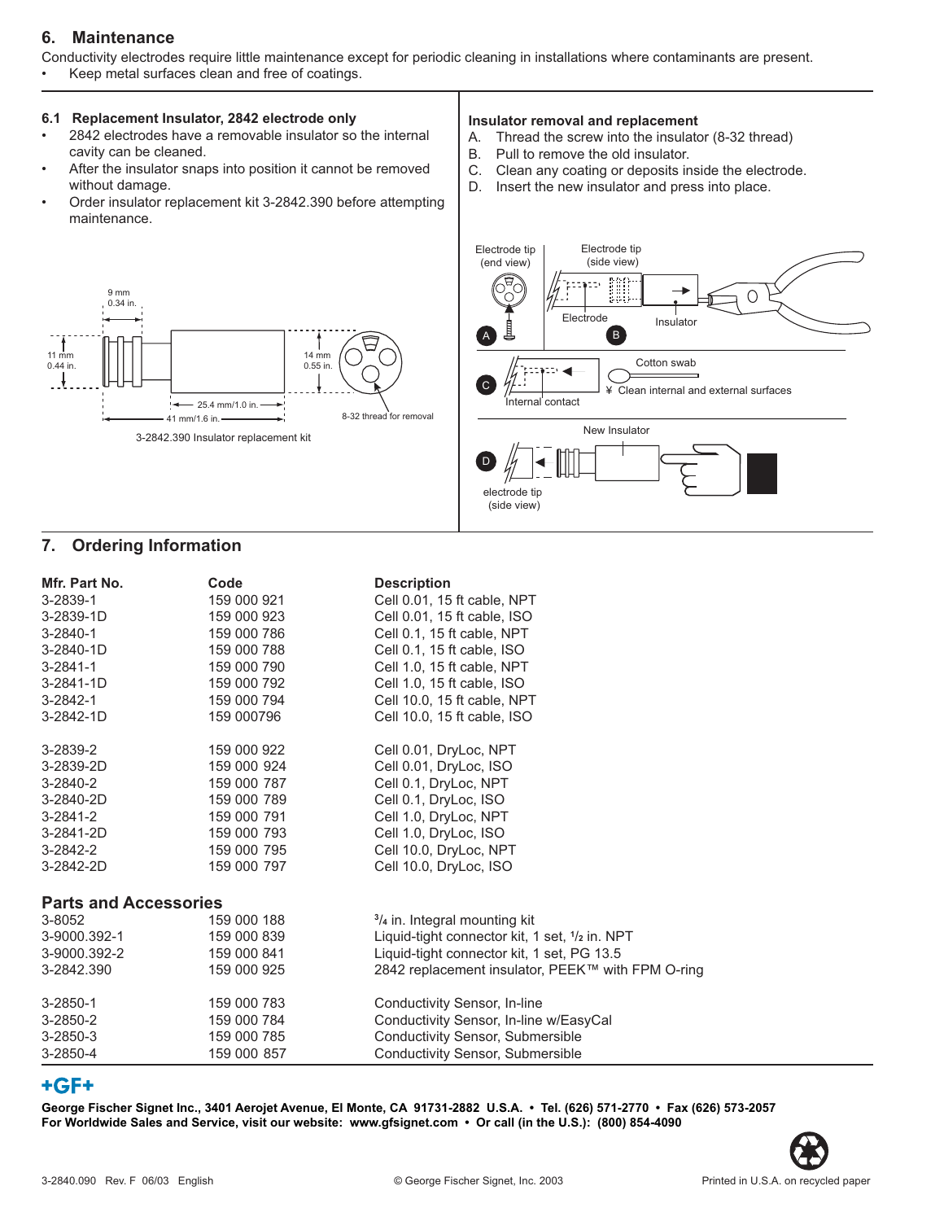## 6. Maintenance

Conductivity electrodes require little maintenance except for periodic cleaning in installations where contaminants are present.

- Keep metal surfaces clean and free of coatings.

### 6.1 Replacement Insulator, 2842 electrode only

- 2842 electrodes have a removable insulator so the internal cavity can be cleaned.
- After the insulator snaps into position it cannot be removed without damage.
- Order insulator replacement kit 3-2842.390 before attempting maintenance.

9 mm
0.34 in.
11 mm
0.44 in.
14 mm
0.55 in.
25.4 mm/1.0 in.
41 mm/1.6 in.
8-32 thread for removal

3-2842.390 Insulator replacement kit

### Insulator removal and replacement

A. Thread the screw into the insulator (8-32 thread)
B. Pull to remove the old insulator.
C. Clean any coating or deposits inside the electrode.
D. Insert the new insulator and press into place.

Electrode tip (end view)
Electrode tip (side view)
Electrode
Insulator
Internal contact
Cotton swab
¥ Clean internal and external surfaces
New Insulator
electrode tip (side view)

## 7. Ordering Information

| Mfr. Part No. | Code | Description |
|---|---|---|
| 3-2839-1 | 159 000 921 | Cell 0.01, 15 ft cable, NPT |
| 3-2839-1D | 159 000 923 | Cell 0.01, 15 ft cable, ISO |
| 3-2840-1 | 159 000 786 | Cell 0.1, 15 ft cable, NPT |
| 3-2840-1D | 159 000 788 | Cell 0.1, 15 ft cable, ISO |
| 3-2841-1 | 159 000 790 | Cell 1.0, 15 ft cable, NPT |
| 3-2841-1D | 159 000 792 | Cell 1.0, 15 ft cable, ISO |
| 3-2842-1 | 159 000 794 | Cell 10.0, 15 ft cable, NPT |
| 3-2842-1D | 159 000796 | Cell 10.0, 15 ft cable, ISO |
| 3-2839-2 | 159 000 922 | Cell 0.01, DryLoc, NPT |
| 3-2839-2D | 159 000 924 | Cell 0.01, DryLoc, ISO |
| 3-2840-2 | 159 000 787 | Cell 0.1, DryLoc, NPT |
| 3-2840-2D | 159 000 789 | Cell 0.1, DryLoc, ISO |
| 3-2841-2 | 159 000 791 | Cell 1.0, DryLoc, NPT |
| 3-2841-2D | 159 000 793 | Cell 1.0, DryLoc, ISO |
| 3-2842-2 | 159 000 795 | Cell 10.0, DryLoc, NPT |
| 3-2842-2D | 159 000 797 | Cell 10.0, DryLoc, ISO |

### Parts and Accessories

| | | |
|---|---|---|
| 3-8052 | 159 000 188 | 3/4 in. Integral mounting kit |
| 3-9000.392-1 | 159 000 839 | Liquid-tight connector kit, 1 set, 1/2 in. NPT |
| 3-9000.392-2 | 159 000 841 | Liquid-tight connector kit, 1 set, PG 13.5 |
| 3-2842.390 | 159 000 925 | 2842 replacement insulator, PEEK™ with FPM O-ring |
| 3-2850-1 | 159 000 783 | Conductivity Sensor, In-line |
| 3-2850-2 | 159 000 784 | Conductivity Sensor, In-line w/EasyCal |
| 3-2850-3 | 159 000 785 | Conductivity Sensor, Submersible |
| 3-2850-4 | 159 000 857 | Conductivity Sensor, Submersible |

+GF+

**George Fischer Signet Inc., 3401 Aerojet Avenue, El Monte, CA 91731-2882 U.S.A. • Tel. (626) 571-2770 • Fax (626) 573-2057**
**For Worldwide Sales and Service, visit our website: www.gfsignet.com • Or call (in the U.S.): (800) 854-4090**

3-2840.090 Rev. F 06/03 English © George Fischer Signet, Inc. 2003 Printed in U.S.A. on recycled paper